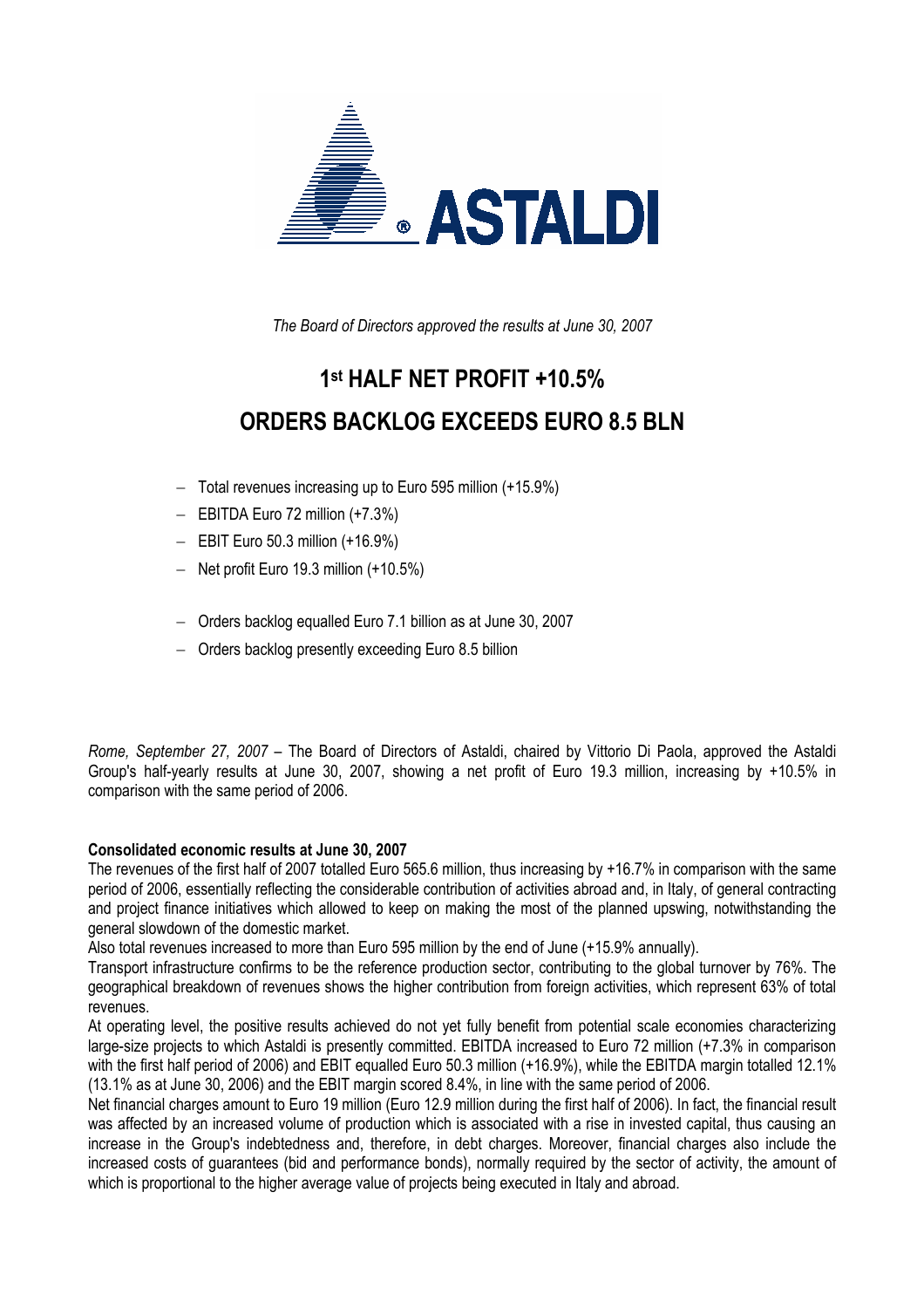ASTALDI

*The Board of Directors approved the results at June 30, 2007*

# 1st HALF NET PROFIT +10.5%
# ORDERS BACKLOG EXCEEDS EURO 8.5 BLN

- Total revenues increasing up to Euro 595 million (+15.9%)
- EBITDA Euro 72 million (+7.3%)
- EBIT Euro 50.3 million (+16.9%)
- Net profit Euro 19.3 million (+10.5%)

- Orders backlog equalled Euro 7.1 billion as at June 30, 2007
- Orders backlog presently exceeding Euro 8.5 billion

*Rome, September 27, 2007* – The Board of Directors of Astaldi, chaired by Vittorio Di Paola, approved the Astaldi Group's half-yearly results at June 30, 2007, showing a net profit of Euro 19.3 million, increasing by +10.5% in comparison with the same period of 2006.

**Consolidated economic results at June 30, 2007**

The revenues of the first half of 2007 totalled Euro 565.6 million, thus increasing by +16.7% in comparison with the same period of 2006, essentially reflecting the considerable contribution of activities abroad and, in Italy, of general contracting and project finance initiatives which allowed to keep on making the most of the planned upswing, notwithstanding the general slowdown of the domestic market.

Also total revenues increased to more than Euro 595 million by the end of June (+15.9% annually).

Transport infrastructure confirms to be the reference production sector, contributing to the global turnover by 76%. The geographical breakdown of revenues shows the higher contribution from foreign activities, which represent 63% of total revenues.

At operating level, the positive results achieved do not yet fully benefit from potential scale economies characterizing large-size projects to which Astaldi is presently committed. EBITDA increased to Euro 72 million (+7.3% in comparison with the first half period of 2006) and EBIT equalled Euro 50.3 million (+16.9%), while the EBITDA margin totalled 12.1% (13.1% as at June 30, 2006) and the EBIT margin scored 8.4%, in line with the same period of 2006.

Net financial charges amount to Euro 19 million (Euro 12.9 million during the first half of 2006). In fact, the financial result was affected by an increased volume of production which is associated with a rise in invested capital, thus causing an increase in the Group's indebtedness and, therefore, in debt charges. Moreover, financial charges also include the increased costs of guarantees (bid and performance bonds), normally required by the sector of activity, the amount of which is proportional to the higher average value of projects being executed in Italy and abroad.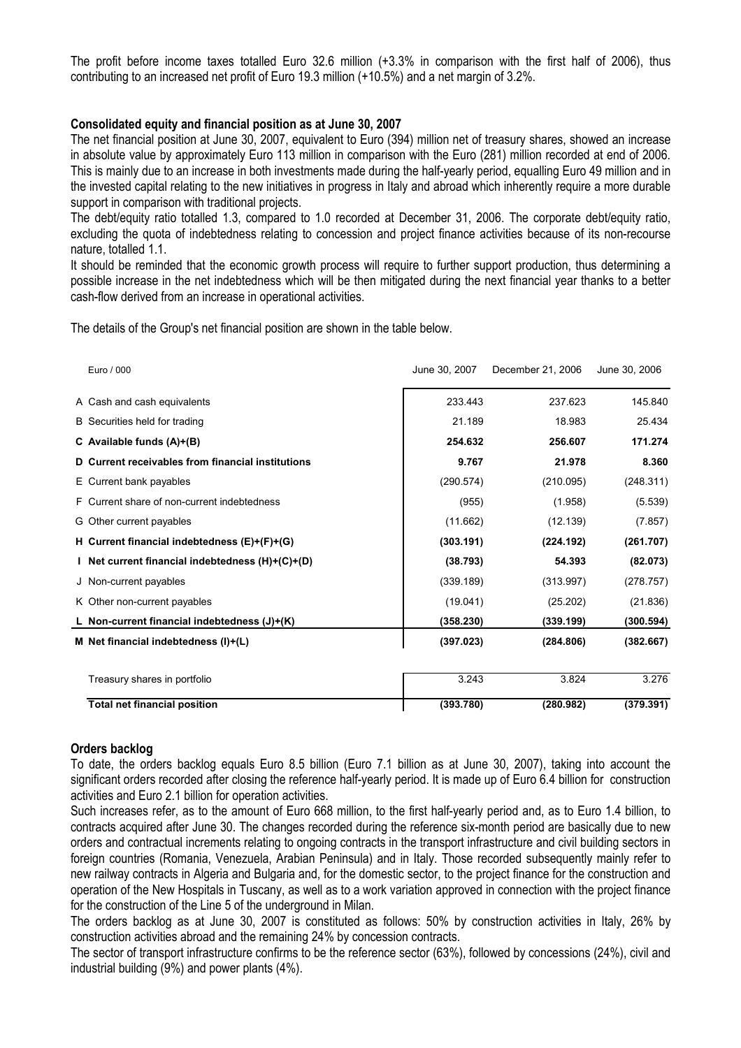The profit before income taxes totalled Euro 32.6 million (+3.3% in comparison with the first half of 2006), thus contributing to an increased net profit of Euro 19.3 million (+10.5%) and a net margin of 3.2%.

**Consolidated equity and financial position as at June 30, 2007**

The net financial position at June 30, 2007, equivalent to Euro (394) million net of treasury shares, showed an increase in absolute value by approximately Euro 113 million in comparison with the Euro (281) million recorded at end of 2006. This is mainly due to an increase in both investments made during the half-yearly period, equalling Euro 49 million and in the invested capital relating to the new initiatives in progress in Italy and abroad which inherently require a more durable support in comparison with traditional projects.

The debt/equity ratio totalled 1.3, compared to 1.0 recorded at December 31, 2006. The corporate debt/equity ratio, excluding the quota of indebtedness relating to concession and project finance activities because of its non-recourse nature, totalled 1.1.

It should be reminded that the economic growth process will require to further support production, thus determining a possible increase in the net indebtedness which will be then mitigated during the next financial year thanks to a better cash-flow derived from an increase in operational activities.

The details of the Group's net financial position are shown in the table below.

| Euro / 000 | June 30, 2007 | December 21, 2006 | June 30, 2006 |
|---|---|---|---|
| A Cash and cash equivalents | 233.443 | 237.623 | 145.840 |
| B Securities held for trading | 21.189 | 18.983 | 25.434 |
| **C Available funds (A)+(B)** | **254.632** | **256.607** | **171.274** |
| **D Current receivables from financial institutions** | **9.767** | **21.978** | **8.360** |
| E Current bank payables | (290.574) | (210.095) | (248.311) |
| F Current share of non-current indebtedness | (955) | (1.958) | (5.539) |
| G Other current payables | (11.662) | (12.139) | (7.857) |
| **H Current financial indebtedness (E)+(F)+(G)** | **(303.191)** | **(224.192)** | **(261.707)** |
| **I Net current financial indebtedness (H)+(C)+(D)** | **(38.793)** | **54.393** | **(82.073)** |
| J Non-current payables | (339.189) | (313.997) | (278.757) |
| K Other non-current payables | (19.041) | (25.202) | (21.836) |
| **L Non-current financial indebtedness (J)+(K)** | **(358.230)** | **(339.199)** | **(300.594)** |
| **M Net financial indebtedness (I)+(L)** | **(397.023)** | **(284.806)** | **(382.667)** |
| Treasury shares in portfolio | 3.243 | 3.824 | 3.276 |
| **Total net financial position** | **(393.780)** | **(280.982)** | **(379.391)** |

**Orders backlog**

To date, the orders backlog equals Euro 8.5 billion (Euro 7.1 billion as at June 30, 2007), taking into account the significant orders recorded after closing the reference half-yearly period. It is made up of Euro 6.4 billion for construction activities and Euro 2.1 billion for operation activities.

Such increases refer, as to the amount of Euro 668 million, to the first half-yearly period and, as to Euro 1.4 billion, to contracts acquired after June 30. The changes recorded during the reference six-month period are basically due to new orders and contractual increments relating to ongoing contracts in the transport infrastructure and civil building sectors in foreign countries (Romania, Venezuela, Arabian Peninsula) and in Italy. Those recorded subsequently mainly refer to new railway contracts in Algeria and Bulgaria and, for the domestic sector, to the project finance for the construction and operation of the New Hospitals in Tuscany, as well as to a work variation approved in connection with the project finance for the construction of the Line 5 of the underground in Milan.

The orders backlog as at June 30, 2007 is constituted as follows: 50% by construction activities in Italy, 26% by construction activities abroad and the remaining 24% by concession contracts.

The sector of transport infrastructure confirms to be the reference sector (63%), followed by concessions (24%), civil and industrial building (9%) and power plants (4%).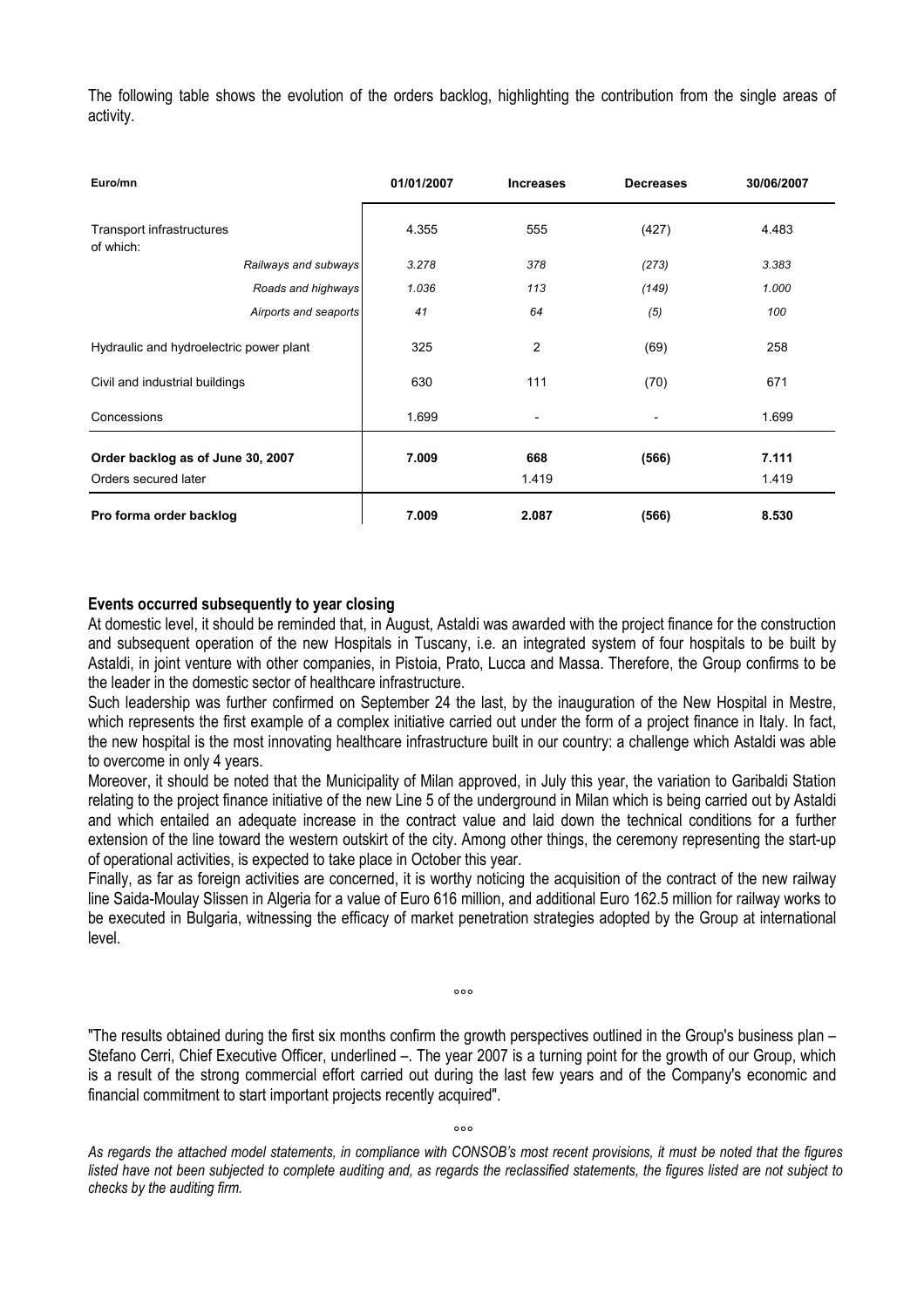The following table shows the evolution of the orders backlog, highlighting the contribution from the single areas of activity.

| Euro/mn | 01/01/2007 | Increases | Decreases | 30/06/2007 |
|---|---|---|---|---|
| Transport infrastructures<br>of which: | 4.355 | 555 | (427) | 4.483 |
| *Railways and subways* | *3.278* | *378* | *(273)* | *3.383* |
| *Roads and highways* | *1.036* | *113* | *(149)* | *1.000* |
| *Airports and seaports* | *41* | *64* | *(5)* | *100* |
| Hydraulic and hydroelectric power plant | 325 | 2 | (69) | 258 |
| Civil and industrial buildings | 630 | 111 | (70) | 671 |
| Concessions | 1.699 | - | - | 1.699 |
| **Order backlog as of June 30, 2007** | **7.009** | **668** | **(566)** | **7.111** |
| Orders secured later | | 1.419 | | 1.419 |
| **Pro forma order backlog** | **7.009** | **2.087** | **(566)** | **8.530** |

**Events occurred subsequently to year closing**

At domestic level, it should be reminded that, in August, Astaldi was awarded with the project finance for the construction and subsequent operation of the new Hospitals in Tuscany, i.e. an integrated system of four hospitals to be built by Astaldi, in joint venture with other companies, in Pistoia, Prato, Lucca and Massa. Therefore, the Group confirms to be the leader in the domestic sector of healthcare infrastructure.

Such leadership was further confirmed on September 24 the last, by the inauguration of the New Hospital in Mestre, which represents the first example of a complex initiative carried out under the form of a project finance in Italy. In fact, the new hospital is the most innovating healthcare infrastructure built in our country: a challenge which Astaldi was able to overcome in only 4 years.

Moreover, it should be noted that the Municipality of Milan approved, in July this year, the variation to Garibaldi Station relating to the project finance initiative of the new Line 5 of the underground in Milan which is being carried out by Astaldi and which entailed an adequate increase in the contract value and laid down the technical conditions for a further extension of the line toward the western outskirt of the city. Among other things, the ceremony representing the start-up of operational activities, is expected to take place in October this year.

Finally, as far as foreign activities are concerned, it is worthy noticing the acquisition of the contract of the new railway line Saida-Moulay Slissen in Algeria for a value of Euro 616 million, and additional Euro 162.5 million for railway works to be executed in Bulgaria, witnessing the efficacy of market penetration strategies adopted by the Group at international level.

°°°

"The results obtained during the first six months confirm the growth perspectives outlined in the Group's business plan – Stefano Cerri, Chief Executive Officer, underlined –. The year 2007 is a turning point for the growth of our Group, which is a result of the strong commercial effort carried out during the last few years and of the Company's economic and financial commitment to start important projects recently acquired".

°°°

*As regards the attached model statements, in compliance with CONSOB's most recent provisions, it must be noted that the figures listed have not been subjected to complete auditing and, as regards the reclassified statements, the figures listed are not subject to checks by the auditing firm.*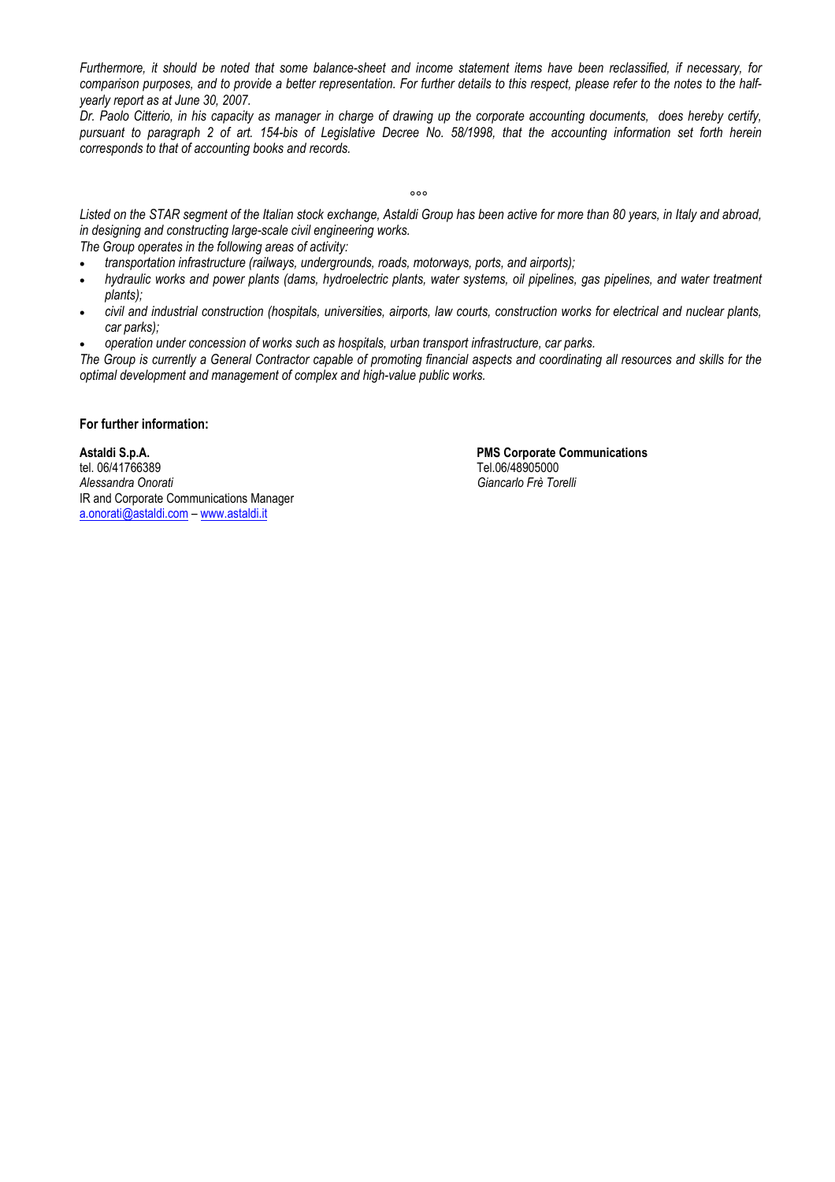*Furthermore, it should be noted that some balance-sheet and income statement items have been reclassified, if necessary, for comparison purposes, and to provide a better representation. For further details to this respect, please refer to the notes to the half-yearly report as at June 30, 2007.*

*Dr. Paolo Citterio, in his capacity as manager in charge of drawing up the corporate accounting documents, does hereby certify, pursuant to paragraph 2 of art. 154-bis of Legislative Decree No. 58/1998, that the accounting information set forth herein corresponds to that of accounting books and records.*

°°°

*Listed on the STAR segment of the Italian stock exchange, Astaldi Group has been active for more than 80 years, in Italy and abroad, in designing and constructing large-scale civil engineering works.*

*The Group operates in the following areas of activity:*

- *transportation infrastructure (railways, undergrounds, roads, motorways, ports, and airports);*
- *hydraulic works and power plants (dams, hydroelectric plants, water systems, oil pipelines, gas pipelines, and water treatment plants);*
- *civil and industrial construction (hospitals, universities, airports, law courts, construction works for electrical and nuclear plants, car parks);*
- *operation under concession of works such as hospitals, urban transport infrastructure, car parks.*

*The Group is currently a General Contractor capable of promoting financial aspects and coordinating all resources and skills for the optimal development and management of complex and high-value public works.*

**For further information:**

**Astaldi S.p.A.**
tel. 06/41766389
*Alessandra Onorati*
IR and Corporate Communications Manager
a.onorati@astaldi.com – www.astaldi.it

**PMS Corporate Communications**
Tel.06/48905000
*Giancarlo Frè Torelli*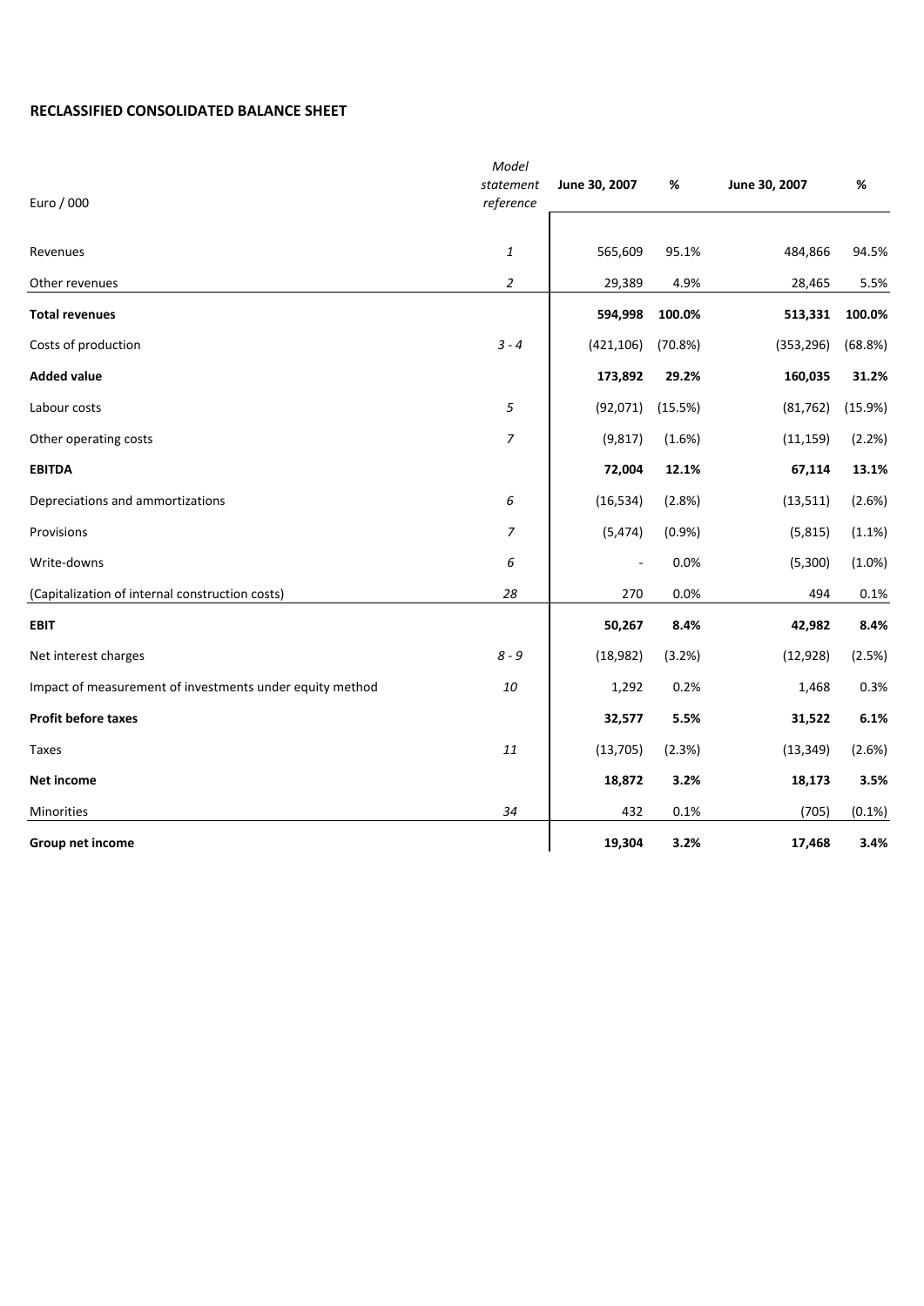**RECLASSIFIED CONSOLIDATED BALANCE SHEET**

| Euro / 000 | *Model statement reference* | June 30, 2007 | % | June 30, 2007 | % |
|---|---|---|---|---|---|
| Revenues | *1* | 565,609 | 95.1% | 484,866 | 94.5% |
| Other revenues | *2* | 29,389 | 4.9% | 28,465 | 5.5% |
| **Total revenues** | | **594,998** | **100.0%** | **513,331** | **100.0%** |
| Costs of production | *3 - 4* | (421,106) | (70.8%) | (353,296) | (68.8%) |
| **Added value** | | **173,892** | **29.2%** | **160,035** | **31.2%** |
| Labour costs | *5* | (92,071) | (15.5%) | (81,762) | (15.9%) |
| Other operating costs | *7* | (9,817) | (1.6%) | (11,159) | (2.2%) |
| **EBITDA** | | **72,004** | **12.1%** | **67,114** | **13.1%** |
| Depreciations and ammortizations | *6* | (16,534) | (2.8%) | (13,511) | (2.6%) |
| Provisions | *7* | (5,474) | (0.9%) | (5,815) | (1.1%) |
| Write-downs | *6* | - | 0.0% | (5,300) | (1.0%) |
| (Capitalization of internal construction costs) | *28* | 270 | 0.0% | 494 | 0.1% |
| **EBIT** | | **50,267** | **8.4%** | **42,982** | **8.4%** |
| Net interest charges | *8 - 9* | (18,982) | (3.2%) | (12,928) | (2.5%) |
| Impact of measurement of investments under equity method | *10* | 1,292 | 0.2% | 1,468 | 0.3% |
| **Profit before taxes** | | **32,577** | **5.5%** | **31,522** | **6.1%** |
| Taxes | *11* | (13,705) | (2.3%) | (13,349) | (2.6%) |
| **Net income** | | **18,872** | **3.2%** | **18,173** | **3.5%** |
| Minorities | *34* | 432 | 0.1% | (705) | (0.1%) |
| **Group net income** | | **19,304** | **3.2%** | **17,468** | **3.4%** |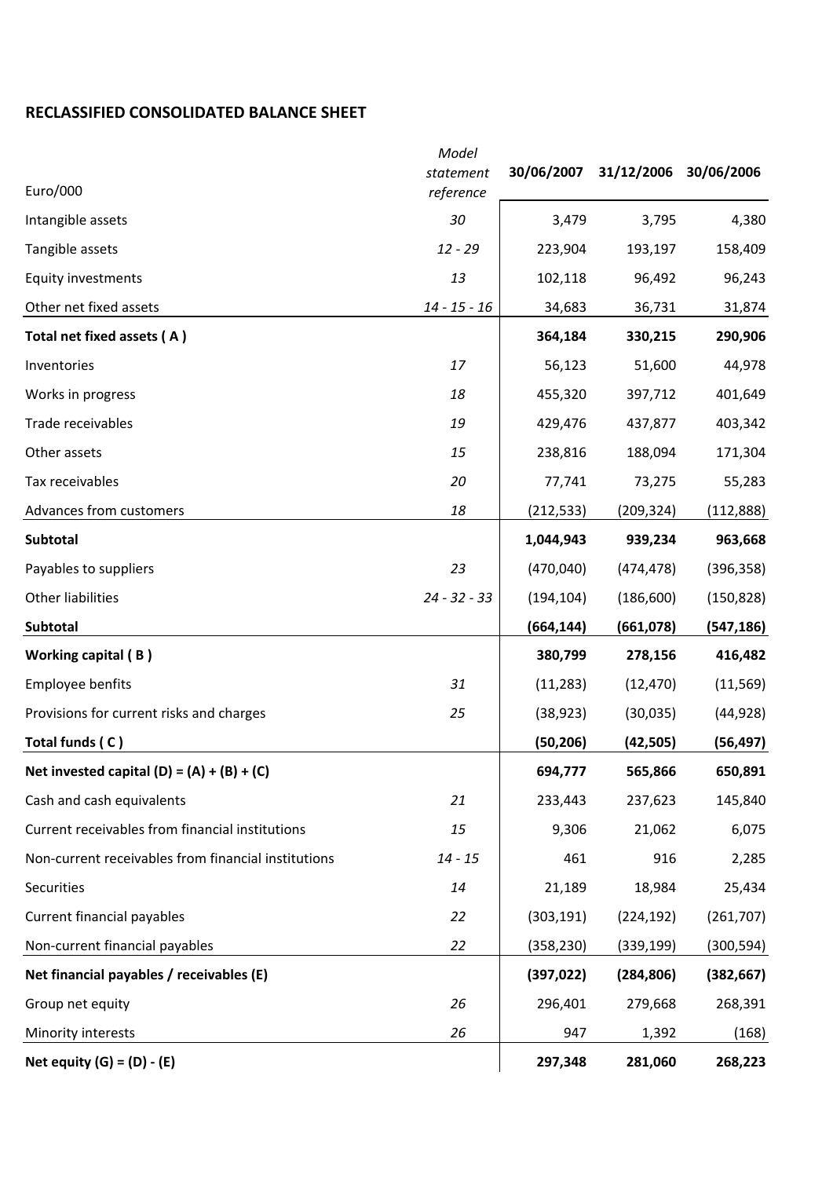## RECLASSIFIED CONSOLIDATED BALANCE SHEET

| Euro/000 | *Model statement reference* | 30/06/2007 | 31/12/2006 | 30/06/2006 |
|---|---|---|---|---|
| Intangible assets | *30* | 3,479 | 3,795 | 4,380 |
| Tangible assets | *12 - 29* | 223,904 | 193,197 | 158,409 |
| Equity investments | *13* | 102,118 | 96,492 | 96,243 |
| Other net fixed assets | *14 - 15 - 16* | 34,683 | 36,731 | 31,874 |
| **Total net fixed assets ( A )** | | **364,184** | **330,215** | **290,906** |
| Inventories | *17* | 56,123 | 51,600 | 44,978 |
| Works in progress | *18* | 455,320 | 397,712 | 401,649 |
| Trade receivables | *19* | 429,476 | 437,877 | 403,342 |
| Other assets | *15* | 238,816 | 188,094 | 171,304 |
| Tax receivables | *20* | 77,741 | 73,275 | 55,283 |
| Advances from customers | *18* | (212,533) | (209,324) | (112,888) |
| **Subtotal** | | **1,044,943** | **939,234** | **963,668** |
| Payables to suppliers | *23* | (470,040) | (474,478) | (396,358) |
| Other liabilities | *24 - 32 - 33* | (194,104) | (186,600) | (150,828) |
| **Subtotal** | | **(664,144)** | **(661,078)** | **(547,186)** |
| **Working capital ( B )** | | **380,799** | **278,156** | **416,482** |
| Employee benfits | *31* | (11,283) | (12,470) | (11,569) |
| Provisions for current risks and charges | *25* | (38,923) | (30,035) | (44,928) |
| **Total funds ( C )** | | **(50,206)** | **(42,505)** | **(56,497)** |
| **Net invested capital (D) = (A) + (B) + (C)** | | **694,777** | **565,866** | **650,891** |
| Cash and cash equivalents | *21* | 233,443 | 237,623 | 145,840 |
| Current receivables from financial institutions | *15* | 9,306 | 21,062 | 6,075 |
| Non-current receivables from financial institutions | *14 - 15* | 461 | 916 | 2,285 |
| Securities | *14* | 21,189 | 18,984 | 25,434 |
| Current financial payables | *22* | (303,191) | (224,192) | (261,707) |
| Non-current financial payables | *22* | (358,230) | (339,199) | (300,594) |
| **Net financial payables / receivables (E)** | | **(397,022)** | **(284,806)** | **(382,667)** |
| Group net equity | *26* | 296,401 | 279,668 | 268,391 |
| Minority interests | *26* | 947 | 1,392 | (168) |
| **Net equity (G) = (D) - (E)** | | **297,348** | **281,060** | **268,223** |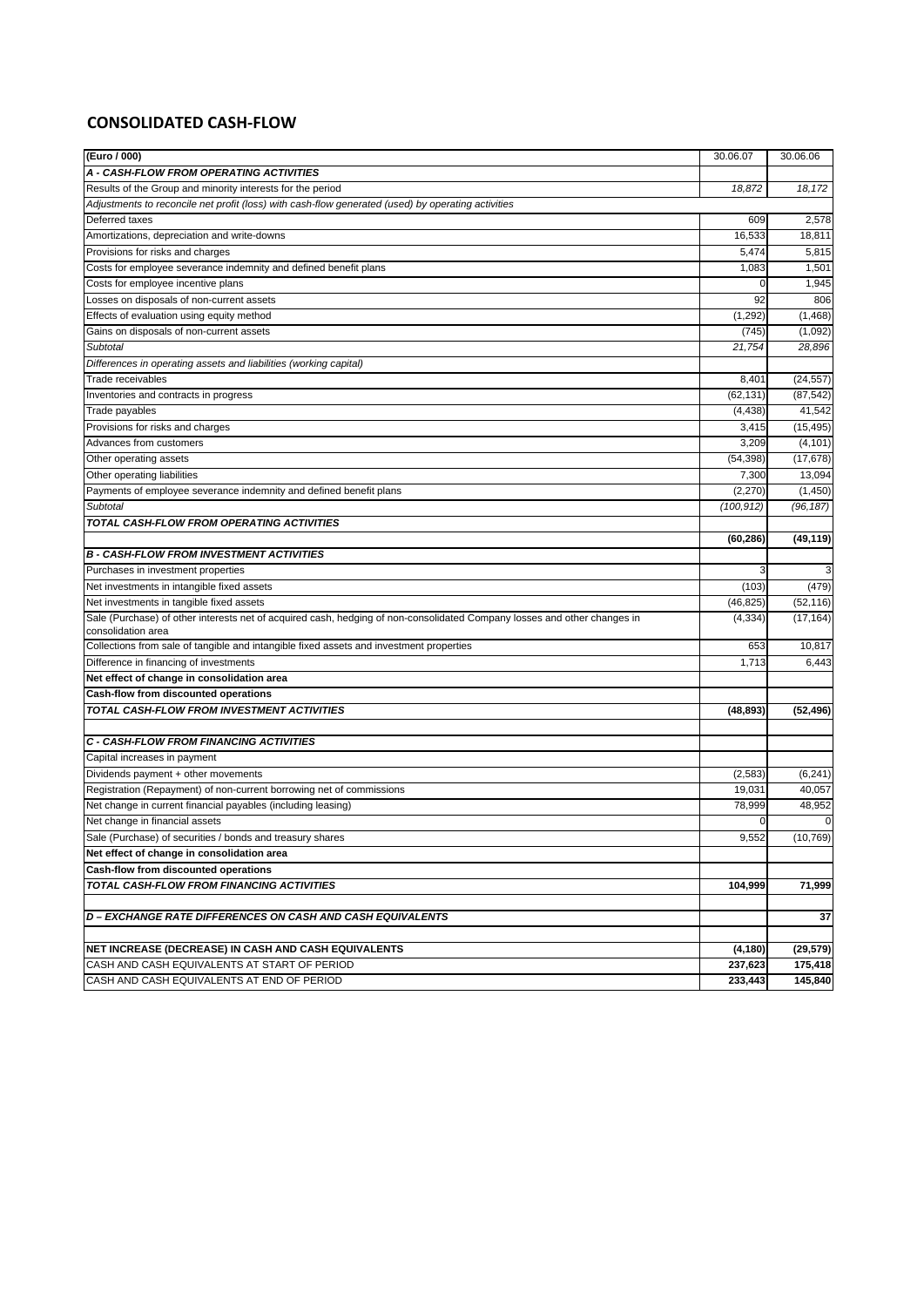## CONSOLIDATED CASH-FLOW

| (Euro / 000) | 30.06.07 | 30.06.06 |
|---|---|---|
| ***A - CASH-FLOW FROM OPERATING ACTIVITIES*** | | |
| Results of the Group and minority interests for the period | *18,872* | *18,172* |
| *Adjustments to reconcile net profit (loss) with cash-flow generated (used) by operating activities* | | |
| Deferred taxes | 609 | 2,578 |
| Amortizations, depreciation and write-downs | 16,533 | 18,811 |
| Provisions for risks and charges | 5,474 | 5,815 |
| Costs for employee severance indemnity and defined benefit plans | 1,083 | 1,501 |
| Costs for employee incentive plans | 0 | 1,945 |
| Losses on disposals of non-current assets | 92 | 806 |
| Effects of evaluation using equity method | (1,292) | (1,468) |
| Gains on disposals of non-current assets | (745) | (1,092) |
| *Subtotal* | *21,754* | *28,896* |
| *Differences in operating assets and liabilities (working capital)* | | |
| Trade receivables | 8,401 | (24,557) |
| Inventories and contracts in progress | (62,131) | (87,542) |
| Trade payables | (4,438) | 41,542 |
| Provisions for risks and charges | 3,415 | (15,495) |
| Advances from customers | 3,209 | (4,101) |
| Other operating assets | (54,398) | (17,678) |
| Other operating liabilities | 7,300 | 13,094 |
| Payments of employee severance indemnity and defined benefit plans | (2,270) | (1,450) |
| *Subtotal* | *(100,912)* | *(96,187)* |
| ***TOTAL CASH-FLOW FROM OPERATING ACTIVITIES*** | **(60,286)** | **(49,119)** |
| ***B - CASH-FLOW FROM INVESTMENT ACTIVITIES*** | | |
| Purchases in investment properties | 3 | 3 |
| Net investments in intangible fixed assets | (103) | (479) |
| Net investments in tangible fixed assets | (46,825) | (52,116) |
| Sale (Purchase) of other interests net of acquired cash, hedging of non-consolidated Company losses and other changes in consolidation area | (4,334) | (17,164) |
| Collections from sale of tangible and intangible fixed assets and investment properties | 653 | 10,817 |
| Difference in financing of investments | 1,713 | 6,443 |
| **Net effect of change in consolidation area** | | |
| **Cash-flow from discounted operations** | | |
| ***TOTAL CASH-FLOW FROM INVESTMENT ACTIVITIES*** | **(48,893)** | **(52,496)** |
| | | |
| ***C - CASH-FLOW FROM FINANCING ACTIVITIES*** | | |
| Capital increases in payment | | |
| Dividends payment + other movements | (2,583) | (6,241) |
| Registration (Repayment) of non-current borrowing net of commissions | 19,031 | 40,057 |
| Net change in current financial payables (including leasing) | 78,999 | 48,952 |
| Net change in financial assets | 0 | 0 |
| Sale (Purchase) of securities / bonds and treasury shares | 9,552 | (10,769) |
| **Net effect of change in consolidation area** | | |
| **Cash-flow from discounted operations** | | |
| ***TOTAL CASH-FLOW FROM FINANCING ACTIVITIES*** | **104,999** | **71,999** |
| | | |
| ***D – EXCHANGE RATE DIFFERENCES ON CASH AND CASH EQUIVALENTS*** | | **37** |
| | | |
| **NET INCREASE (DECREASE) IN CASH AND CASH EQUIVALENTS** | **(4,180)** | **(29,579)** |
| CASH AND CASH EQUIVALENTS AT START OF PERIOD | **237,623** | **175,418** |
| CASH AND CASH EQUIVALENTS AT END OF PERIOD | **233,443** | **145,840** |